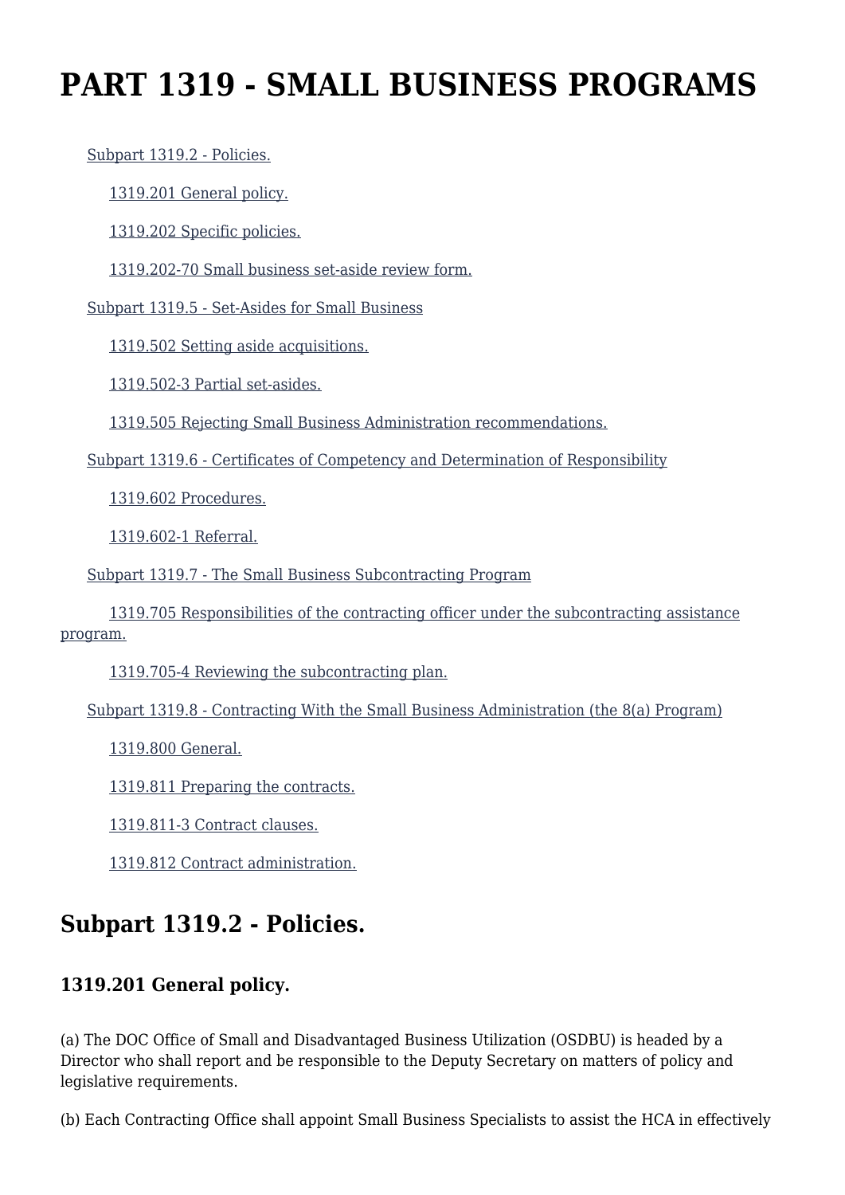# PART 1319 - SMALL BUSINESS PROGRAMS

- Subpart 1319.2 - Policies.
  - 1319.201 General policy.
  - 1319.202 Specific policies.
  - 1319.202-70 Small business set-aside review form.
- Subpart 1319.5 - Set-Asides for Small Business
  - 1319.502 Setting aside acquisitions.
  - 1319.502-3 Partial set-asides.
  - 1319.505 Rejecting Small Business Administration recommendations.
- Subpart 1319.6 - Certificates of Competency and Determination of Responsibility
  - 1319.602 Procedures.
  - 1319.602-1 Referral.
- Subpart 1319.7 - The Small Business Subcontracting Program
  - 1319.705 Responsibilities of the contracting officer under the subcontracting assistance program.
  - 1319.705-4 Reviewing the subcontracting plan.
- Subpart 1319.8 - Contracting With the Small Business Administration (the 8(a) Program)
  - 1319.800 General.
  - 1319.811 Preparing the contracts.
  - 1319.811-3 Contract clauses.
  - 1319.812 Contract administration.

## Subpart 1319.2 - Policies.

### 1319.201 General policy.

(a) The DOC Office of Small and Disadvantaged Business Utilization (OSDBU) is headed by a Director who shall report and be responsible to the Deputy Secretary on matters of policy and legislative requirements.

(b) Each Contracting Office shall appoint Small Business Specialists to assist the HCA in effectively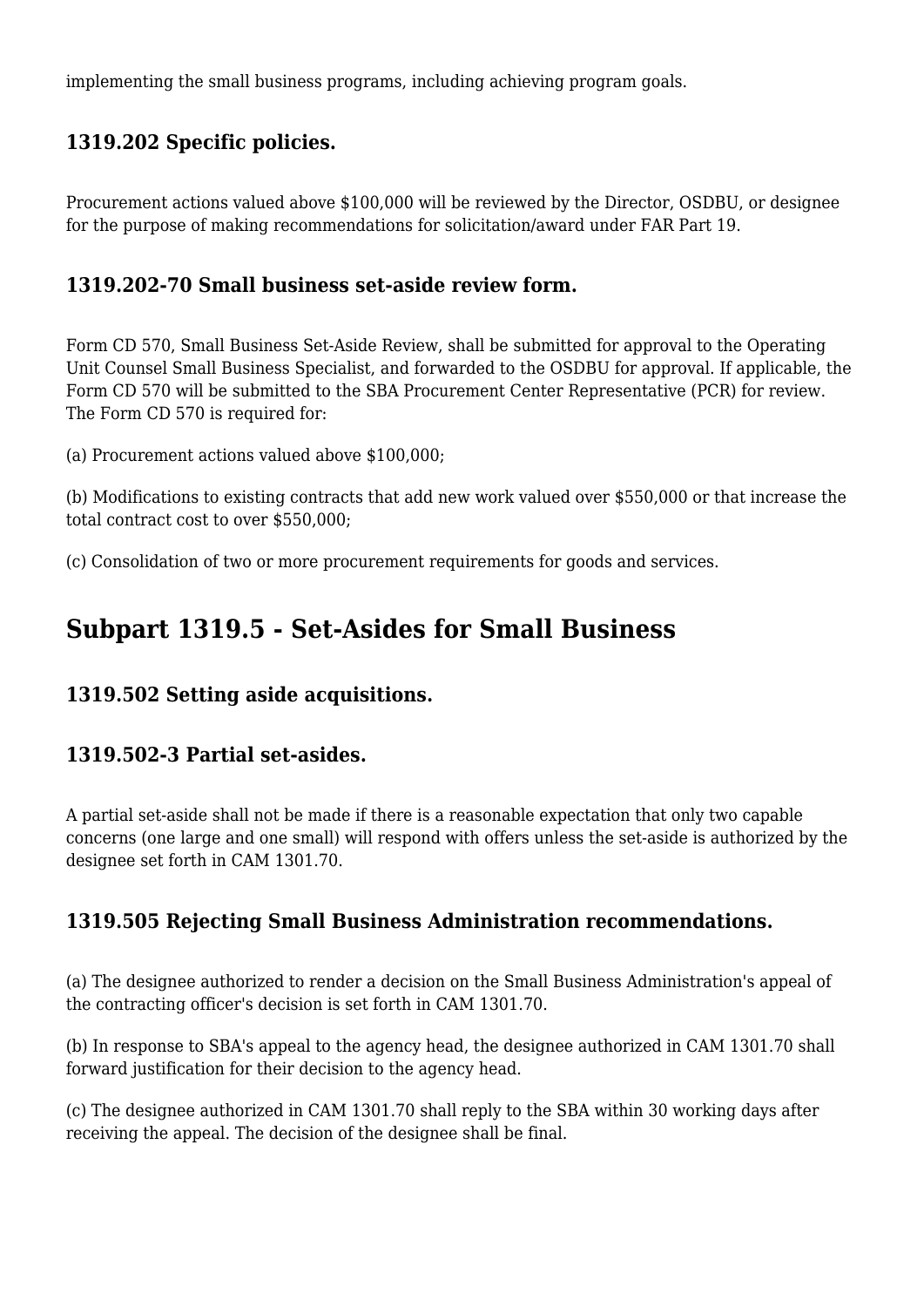implementing the small business programs, including achieving program goals.

### 1319.202 Specific policies.

Procurement actions valued above $100,000 will be reviewed by the Director, OSDBU, or designee for the purpose of making recommendations for solicitation/award under FAR Part 19.

### 1319.202-70 Small business set-aside review form.

Form CD 570, Small Business Set-Aside Review, shall be submitted for approval to the Operating Unit Counsel Small Business Specialist, and forwarded to the OSDBU for approval. If applicable, the Form CD 570 will be submitted to the SBA Procurement Center Representative (PCR) for review. The Form CD 570 is required for:

(a) Procurement actions valued above $100,000;

(b) Modifications to existing contracts that add new work valued over $550,000 or that increase the total contract cost to over $550,000;

(c) Consolidation of two or more procurement requirements for goods and services.

## Subpart 1319.5 - Set-Asides for Small Business

### 1319.502 Setting aside acquisitions.

### 1319.502-3 Partial set-asides.

A partial set-aside shall not be made if there is a reasonable expectation that only two capable concerns (one large and one small) will respond with offers unless the set-aside is authorized by the designee set forth in CAM 1301.70.

### 1319.505 Rejecting Small Business Administration recommendations.

(a) The designee authorized to render a decision on the Small Business Administration's appeal of the contracting officer's decision is set forth in CAM 1301.70.

(b) In response to SBA's appeal to the agency head, the designee authorized in CAM 1301.70 shall forward justification for their decision to the agency head.

(c) The designee authorized in CAM 1301.70 shall reply to the SBA within 30 working days after receiving the appeal. The decision of the designee shall be final.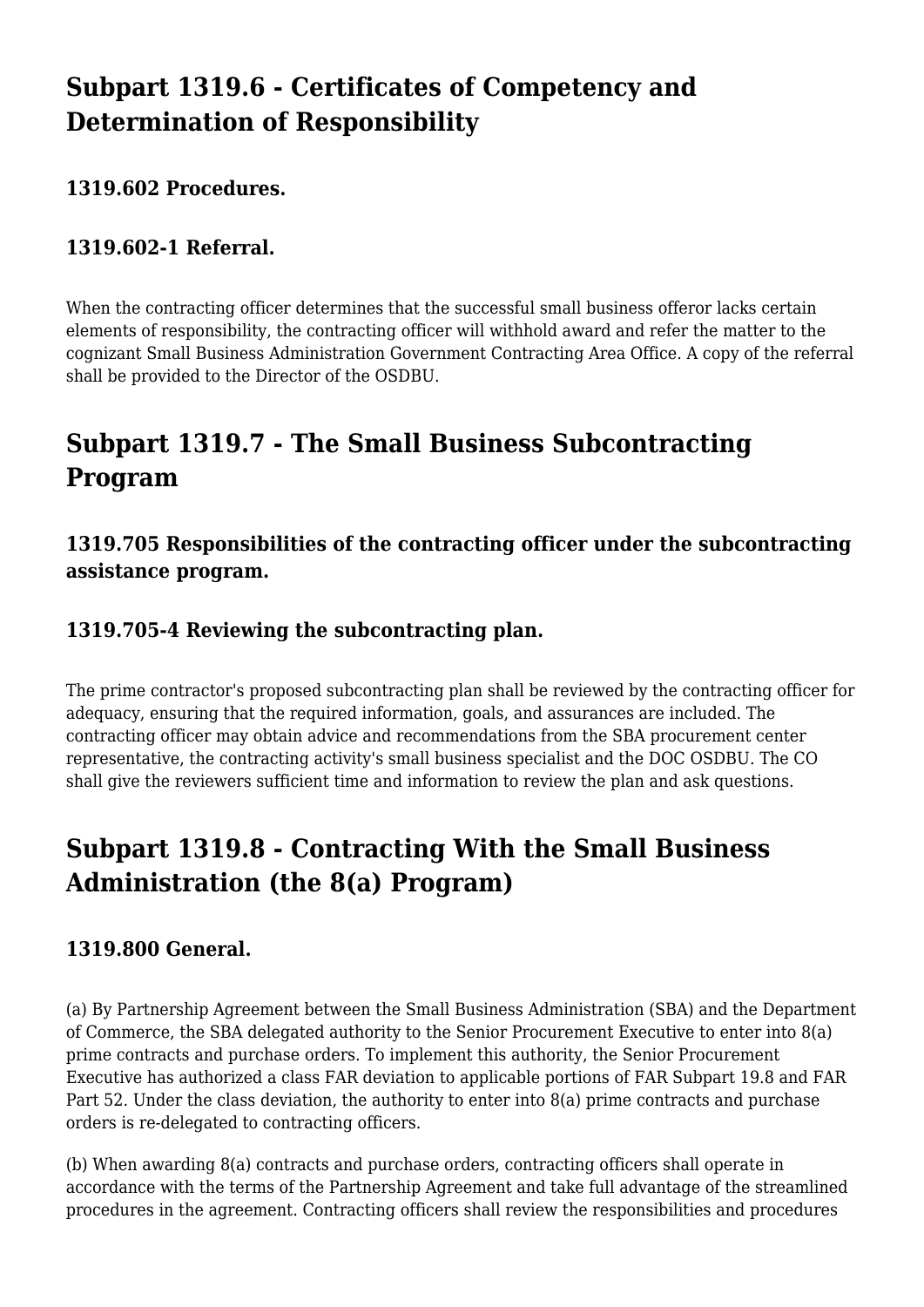## Subpart 1319.6 - Certificates of Competency and Determination of Responsibility

### 1319.602 Procedures.

### 1319.602-1 Referral.

When the contracting officer determines that the successful small business offeror lacks certain elements of responsibility, the contracting officer will withhold award and refer the matter to the cognizant Small Business Administration Government Contracting Area Office. A copy of the referral shall be provided to the Director of the OSDBU.

## Subpart 1319.7 - The Small Business Subcontracting Program

### 1319.705 Responsibilities of the contracting officer under the subcontracting assistance program.

### 1319.705-4 Reviewing the subcontracting plan.

The prime contractor's proposed subcontracting plan shall be reviewed by the contracting officer for adequacy, ensuring that the required information, goals, and assurances are included. The contracting officer may obtain advice and recommendations from the SBA procurement center representative, the contracting activity's small business specialist and the DOC OSDBU. The CO shall give the reviewers sufficient time and information to review the plan and ask questions.

## Subpart 1319.8 - Contracting With the Small Business Administration (the 8(a) Program)

### 1319.800 General.

(a) By Partnership Agreement between the Small Business Administration (SBA) and the Department of Commerce, the SBA delegated authority to the Senior Procurement Executive to enter into 8(a) prime contracts and purchase orders. To implement this authority, the Senior Procurement Executive has authorized a class FAR deviation to applicable portions of FAR Subpart 19.8 and FAR Part 52. Under the class deviation, the authority to enter into 8(a) prime contracts and purchase orders is re-delegated to contracting officers.

(b) When awarding 8(a) contracts and purchase orders, contracting officers shall operate in accordance with the terms of the Partnership Agreement and take full advantage of the streamlined procedures in the agreement. Contracting officers shall review the responsibilities and procedures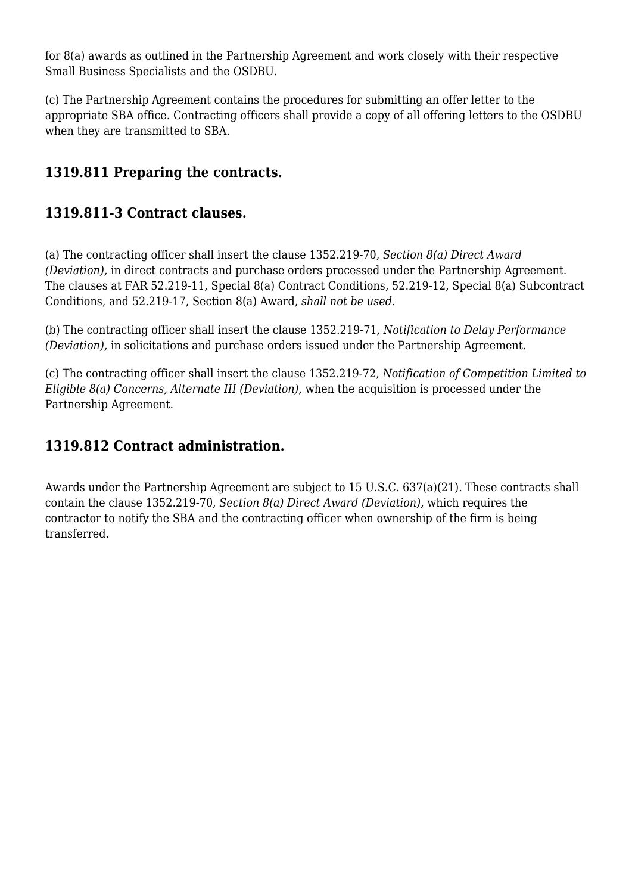for 8(a) awards as outlined in the Partnership Agreement and work closely with their respective Small Business Specialists and the OSDBU.

(c) The Partnership Agreement contains the procedures for submitting an offer letter to the appropriate SBA office. Contracting officers shall provide a copy of all offering letters to the OSDBU when they are transmitted to SBA.

## 1319.811 Preparing the contracts.

## 1319.811-3 Contract clauses.

(a) The contracting officer shall insert the clause 1352.219-70, *Section 8(a) Direct Award (Deviation),* in direct contracts and purchase orders processed under the Partnership Agreement. The clauses at FAR 52.219-11, Special 8(a) Contract Conditions, 52.219-12, Special 8(a) Subcontract Conditions, and 52.219-17, Section 8(a) Award, *shall not be used.*

(b) The contracting officer shall insert the clause 1352.219-71, *Notification to Delay Performance (Deviation),* in solicitations and purchase orders issued under the Partnership Agreement.

(c) The contracting officer shall insert the clause 1352.219-72, *Notification of Competition Limited to Eligible 8(a) Concerns, Alternate III (Deviation),* when the acquisition is processed under the Partnership Agreement.

## 1319.812 Contract administration.

Awards under the Partnership Agreement are subject to 15 U.S.C. 637(a)(21). These contracts shall contain the clause 1352.219-70, *Section 8(a) Direct Award (Deviation),* which requires the contractor to notify the SBA and the contracting officer when ownership of the firm is being transferred.